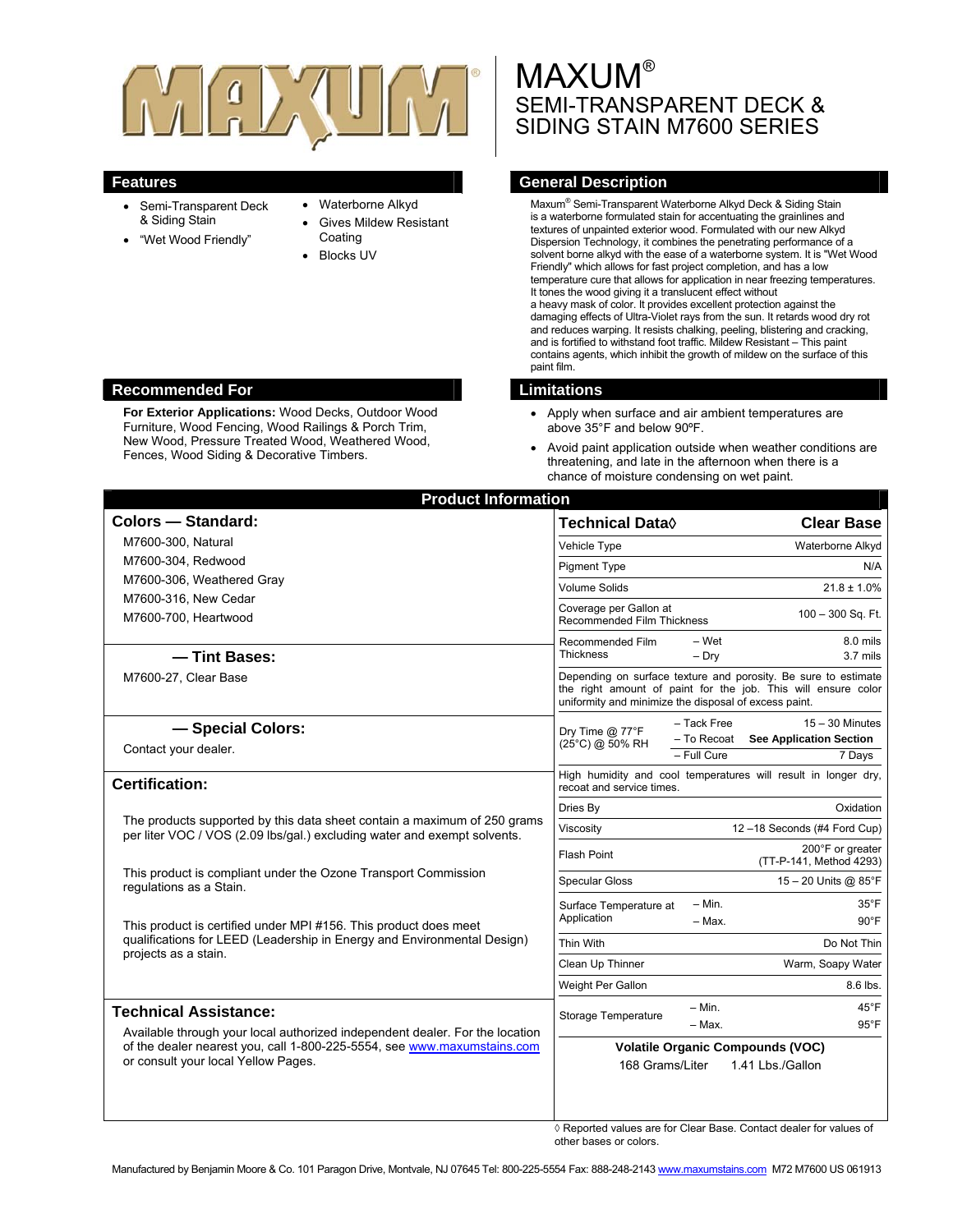# MAXUM®
## SEMI-TRANSPARENT DECK & SIDING STAIN M7600 SERIES

## Features

- Semi-Transparent Deck & Siding Stain
- "Wet Wood Friendly"
- Waterborne Alkyd
- Gives Mildew Resistant Coating
- Blocks UV

## General Description

Maxum® Semi-Transparent Waterborne Alkyd Deck & Siding Stain is a waterborne formulated stain for accentuating the grainlines and textures of unpainted exterior wood. Formulated with our new Alkyd Dispersion Technology, it combines the penetrating performance of a solvent borne alkyd with the ease of a waterborne system. It is "Wet Wood Friendly" which allows for fast project completion, and has a low temperature cure that allows for application in near freezing temperatures. It tones the wood giving it a translucent effect without a heavy mask of color. It provides excellent protection against the damaging effects of Ultra-Violet rays from the sun. It retards wood dry rot and reduces warping. It resists chalking, peeling, blistering and cracking, and is fortified to withstand foot traffic. Mildew Resistant – This paint contains agents, which inhibit the growth of mildew on the surface of this paint film.

## Recommended For

**For Exterior Applications:** Wood Decks, Outdoor Wood Furniture, Wood Fencing, Wood Railings & Porch Trim, New Wood, Pressure Treated Wood, Weathered Wood, Fences, Wood Siding & Decorative Timbers.

## Limitations

- Apply when surface and air ambient temperatures are above 35°F and below 90ºF.
- Avoid paint application outside when weather conditions are threatening, and late in the afternoon when there is a chance of moisture condensing on wet paint.

## Product Information

### Colors — Standard:

M7600-300, Natural
M7600-304, Redwood
M7600-306, Weathered Gray
M7600-316, New Cedar
M7600-700, Heartwood

### — Tint Bases:

M7600-27, Clear Base

### — Special Colors:

Contact your dealer.

### Certification:

The products supported by this data sheet contain a maximum of 250 grams per liter VOC / VOS (2.09 lbs/gal.) excluding water and exempt solvents.

This product is compliant under the Ozone Transport Commission regulations as a Stain.

This product is certified under MPI #156. This product does meet qualifications for LEED (Leadership in Energy and Environmental Design) projects as a stain.

### Technical Assistance:

Available through your local authorized independent dealer. For the location of the dealer nearest you, call 1-800-225-5554, see www.maxumstains.com or consult your local Yellow Pages.

| Technical Data◊ | | Clear Base |
|---|---|---|
| Vehicle Type | | Waterborne Alkyd |
| Pigment Type | | N/A |
| Volume Solids | | 21.8 ± 1.0% |
| Coverage per Gallon at Recommended Film Thickness | | 100 – 300 Sq. Ft. |
| Recommended Film Thickness | – Wet | 8.0 mils |
| | – Dry | 3.7 mils |
| Depending on surface texture and porosity. Be sure to estimate the right amount of paint for the job. This will ensure color uniformity and minimize the disposal of excess paint. | | |
| Dry Time @ 77°F (25°C) @ 50% RH | – Tack Free | 15 – 30 Minutes |
| | – To Recoat | **See Application Section** |
| | – Full Cure | 7 Days |
| High humidity and cool temperatures will result in longer dry, recoat and service times. | | |
| Dries By | | Oxidation |
| Viscosity | | 12 –18 Seconds (#4 Ford Cup) |
| Flash Point | | 200°F or greater (TT-P-141, Method 4293) |
| Specular Gloss | | 15 – 20 Units @ 85°F |
| Surface Temperature at Application | – Min. | 35°F |
| | – Max. | 90°F |
| Thin With | | Do Not Thin |
| Clean Up Thinner | | Warm, Soapy Water |
| Weight Per Gallon | | 8.6 lbs. |
| Storage Temperature | – Min. | 45°F |
| | – Max. | 95°F |

**Volatile Organic Compounds (VOC)**
168 Grams/Liter 1.41 Lbs./Gallon

◊ Reported values are for Clear Base. Contact dealer for values of other bases or colors.

Manufactured by Benjamin Moore & Co. 101 Paragon Drive, Montvale, NJ 07645 Tel: 800-225-5554 Fax: 888-248-2143 www.maxumstains.com M72 M7600 US 061913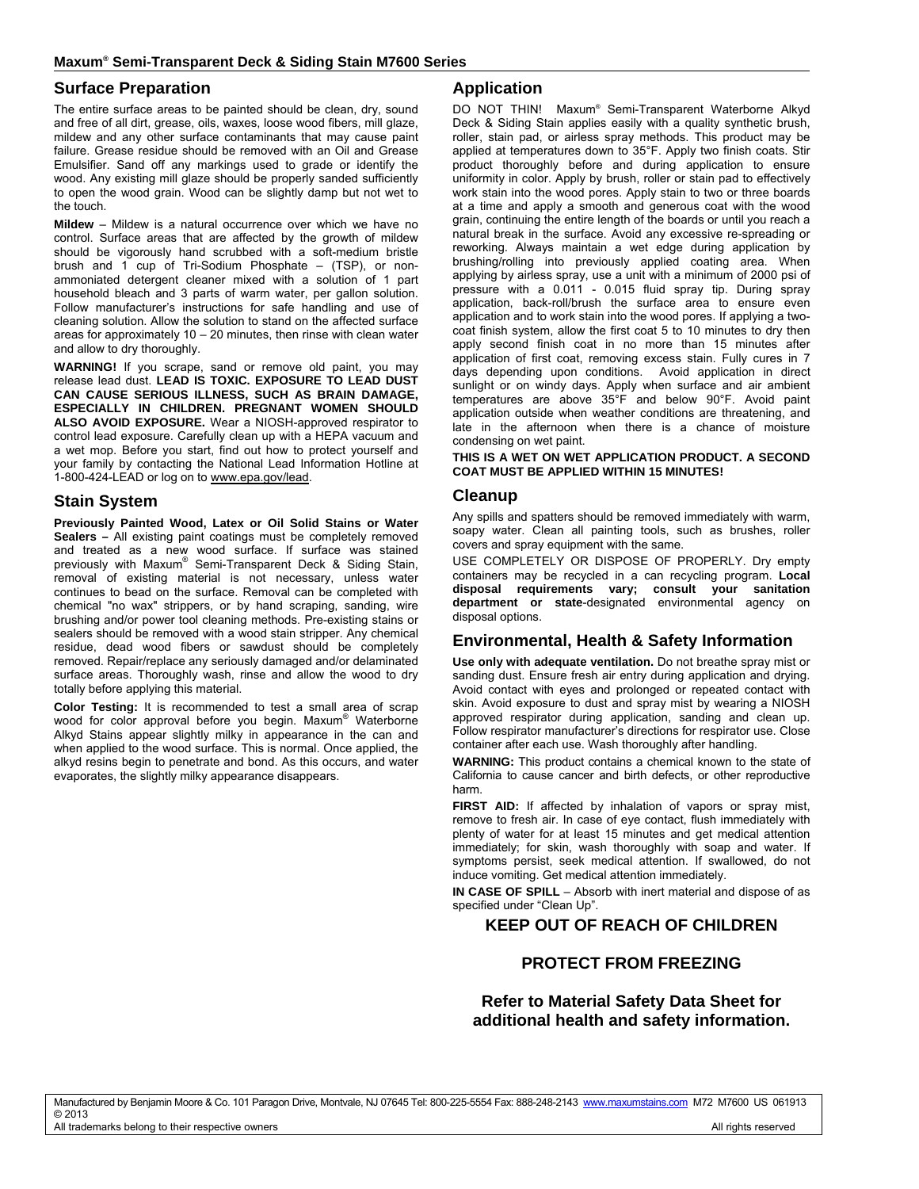## Surface Preparation

The entire surface areas to be painted should be clean, dry, sound and free of all dirt, grease, oils, waxes, loose wood fibers, mill glaze, mildew and any other surface contaminants that may cause paint failure. Grease residue should be removed with an Oil and Grease Emulsifier. Sand off any markings used to grade or identify the wood. Any existing mill glaze should be properly sanded sufficiently to open the wood grain. Wood can be slightly damp but not wet to the touch.

**Mildew** – Mildew is a natural occurrence over which we have no control. Surface areas that are affected by the growth of mildew should be vigorously hand scrubbed with a soft-medium bristle brush and 1 cup of Tri-Sodium Phosphate – (TSP), or non-ammoniated detergent cleaner mixed with a solution of 1 part household bleach and 3 parts of warm water, per gallon solution. Follow manufacturer's instructions for safe handling and use of cleaning solution. Allow the solution to stand on the affected surface areas for approximately 10 – 20 minutes, then rinse with clean water and allow to dry thoroughly.

**WARNING!** If you scrape, sand or remove old paint, you may release lead dust. **LEAD IS TOXIC. EXPOSURE TO LEAD DUST CAN CAUSE SERIOUS ILLNESS, SUCH AS BRAIN DAMAGE, ESPECIALLY IN CHILDREN. PREGNANT WOMEN SHOULD ALSO AVOID EXPOSURE.** Wear a NIOSH-approved respirator to control lead exposure. Carefully clean up with a HEPA vacuum and a wet mop. Before you start, find out how to protect yourself and your family by contacting the National Lead Information Hotline at 1-800-424-LEAD or log on to www.epa.gov/lead.

## Stain System

**Previously Painted Wood, Latex or Oil Solid Stains or Water Sealers –** All existing paint coatings must be completely removed and treated as a new wood surface. If surface was stained previously with Maxum® Semi-Transparent Deck & Siding Stain, removal of existing material is not necessary, unless water continues to bead on the surface. Removal can be completed with chemical "no wax" strippers, or by hand scraping, sanding, wire brushing and/or power tool cleaning methods. Pre-existing stains or sealers should be removed with a wood stain stripper. Any chemical residue, dead wood fibers or sawdust should be completely removed. Repair/replace any seriously damaged and/or delaminated surface areas. Thoroughly wash, rinse and allow the wood to dry totally before applying this material.

**Color Testing:** It is recommended to test a small area of scrap wood for color approval before you begin. Maxum® Waterborne Alkyd Stains appear slightly milky in appearance in the can and when applied to the wood surface. This is normal. Once applied, the alkyd resins begin to penetrate and bond. As this occurs, and water evaporates, the slightly milky appearance disappears.

## Application

DO NOT THIN! Maxum® Semi-Transparent Waterborne Alkyd Deck & Siding Stain applies easily with a quality synthetic brush, roller, stain pad, or airless spray methods. This product may be applied at temperatures down to 35°F. Apply two finish coats. Stir product thoroughly before and during application to ensure uniformity in color. Apply by brush, roller or stain pad to effectively work stain into the wood pores. Apply stain to two or three boards at a time and apply a smooth and generous coat with the wood grain, continuing the entire length of the boards or until you reach a natural break in the surface. Avoid any excessive re-spreading or reworking. Always maintain a wet edge during application by brushing/rolling into previously applied coating area. When applying by airless spray, use a unit with a minimum of 2000 psi of pressure with a 0.011 - 0.015 fluid spray tip. During spray application, back-roll/brush the surface area to ensure even application and to work stain into the wood pores. If applying a two-coat finish system, allow the first coat 5 to 10 minutes to dry then apply second finish coat in no more than 15 minutes after application of first coat, removing excess stain. Fully cures in 7 days depending upon conditions. Avoid application in direct sunlight or on windy days. Apply when surface and air ambient temperatures are above 35°F and below 90°F. Avoid paint application outside when weather conditions are threatening, and late in the afternoon when there is a chance of moisture condensing on wet paint.

**THIS IS A WET ON WET APPLICATION PRODUCT. A SECOND COAT MUST BE APPLIED WITHIN 15 MINUTES!**

## Cleanup

Any spills and spatters should be removed immediately with warm, soapy water. Clean all painting tools, such as brushes, roller covers and spray equipment with the same.

USE COMPLETELY OR DISPOSE OF PROPERLY. Dry empty containers may be recycled in a can recycling program. **Local disposal requirements vary; consult your sanitation department or state**-designated environmental agency on disposal options.

## Environmental, Health & Safety Information

**Use only with adequate ventilation.** Do not breathe spray mist or sanding dust. Ensure fresh air entry during application and drying. Avoid contact with eyes and prolonged or repeated contact with skin. Avoid exposure to dust and spray mist by wearing a NIOSH approved respirator during application, sanding and clean up. Follow respirator manufacturer's directions for respirator use. Close container after each use. Wash thoroughly after handling.

**WARNING:** This product contains a chemical known to the state of California to cause cancer and birth defects, or other reproductive harm.

**FIRST AID:** If affected by inhalation of vapors or spray mist, remove to fresh air. In case of eye contact, flush immediately with plenty of water for at least 15 minutes and get medical attention immediately; for skin, wash thoroughly with soap and water. If symptoms persist, seek medical attention. If swallowed, do not induce vomiting. Get medical attention immediately.

**IN CASE OF SPILL** – Absorb with inert material and dispose of as specified under "Clean Up".

**KEEP OUT OF REACH OF CHILDREN**

**PROTECT FROM FREEZING**

**Refer to Material Safety Data Sheet for additional health and safety information.**

Manufactured by Benjamin Moore & Co. 101 Paragon Drive, Montvale, NJ 07645 Tel: 800-225-5554 Fax: 888-248-2143 www.maxumstains.com M72 M7600 US 061913
© 2013
All trademarks belong to their respective owners All rights reserved